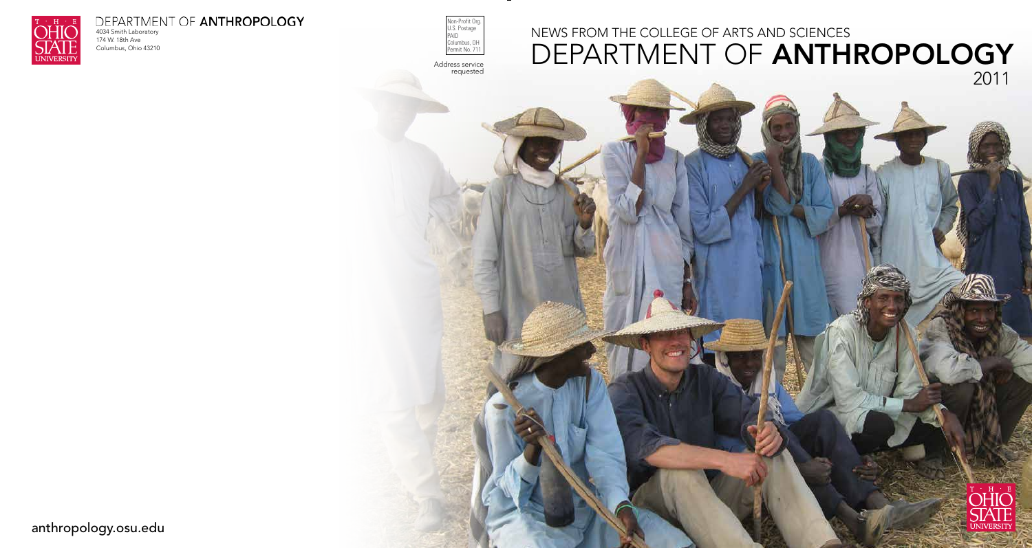THE OHIO STATE UNIVERSITY

DEPARTMENT OF **ANTHROPOLOGY**
4034 Smith Laboratory
174 W. 18th Ave
Columbus, Ohio 43210

Non-Profit Org.
U.S. Postage
PAID
Columbus, OH
Permit No. 711

Address service requested

NEWS FROM THE COLLEGE OF ARTS AND SCIENCES

# DEPARTMENT OF **ANTHROPOLOGY**

2011

anthropology.osu.edu

THE OHIO STATE UNIVERSITY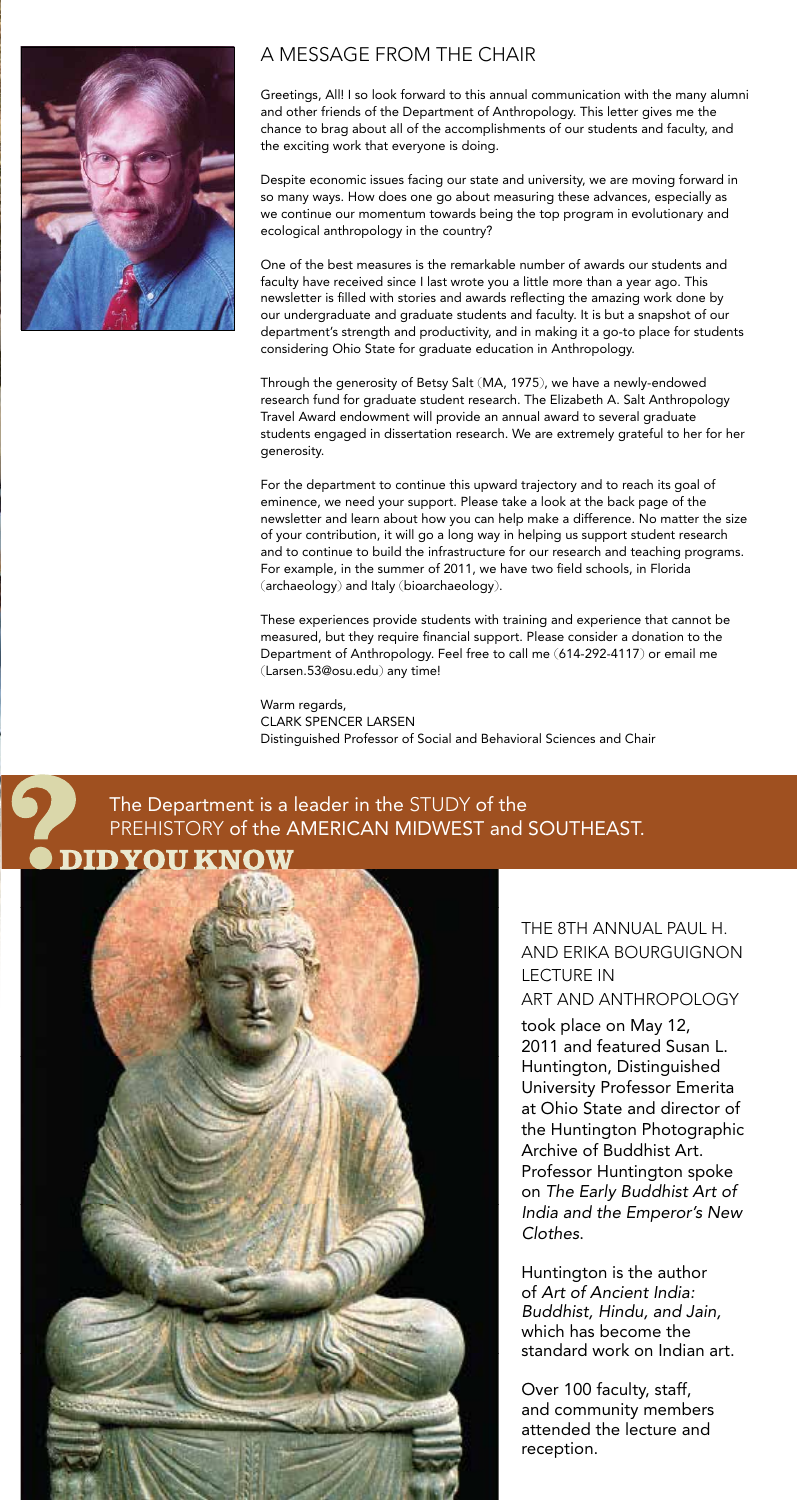## A MESSAGE FROM THE CHAIR

Greetings, All! I so look forward to this annual communication with the many alumni and other friends of the Department of Anthropology. This letter gives me the chance to brag about all of the accomplishments of our students and faculty, and the exciting work that everyone is doing.

Despite economic issues facing our state and university, we are moving forward in so many ways. How does one go about measuring these advances, especially as we continue our momentum towards being the top program in evolutionary and ecological anthropology in the country?

One of the best measures is the remarkable number of awards our students and faculty have received since I last wrote you a little more than a year ago. This newsletter is filled with stories and awards reflecting the amazing work done by our undergraduate and graduate students and faculty. It is but a snapshot of our department's strength and productivity, and in making it a go-to place for students considering Ohio State for graduate education in Anthropology.

Through the generosity of Betsy Salt (MA, 1975), we have a newly-endowed research fund for graduate student research. The Elizabeth A. Salt Anthropology Travel Award endowment will provide an annual award to several graduate students engaged in dissertation research. We are extremely grateful to her for her generosity.

For the department to continue this upward trajectory and to reach its goal of eminence, we need your support. Please take a look at the back page of the newsletter and learn about how you can help make a difference. No matter the size of your contribution, it will go a long way in helping us support student research and to continue to build the infrastructure for our research and teaching programs. For example, in the summer of 2011, we have two field schools, in Florida (archaeology) and Italy (bioarchaeology).

These experiences provide students with training and experience that cannot be measured, but they require financial support. Please consider a donation to the Department of Anthropology. Feel free to call me (614-292-4117) or email me (Larsen.53@osu.edu) any time!

Warm regards,
CLARK SPENCER LARSEN
Distinguished Professor of Social and Behavioral Sciences and Chair

**DID YOU KNOW?**

The Department is a leader in the STUDY of the PREHISTORY of the AMERICAN MIDWEST and SOUTHEAST.

### THE 8TH ANNUAL PAUL H. AND ERIKA BOURGUIGNON LECTURE IN ART AND ANTHROPOLOGY

took place on May 12, 2011 and featured Susan L. Huntington, Distinguished University Professor Emerita at Ohio State and director of the Huntington Photographic Archive of Buddhist Art. Professor Huntington spoke on *The Early Buddhist Art of India and the Emperor's New Clothes*.

Huntington is the author of *Art of Ancient India: Buddhist, Hindu, and Jain,* which has become the standard work on Indian art.

Over 100 faculty, staff, and community members attended the lecture and reception.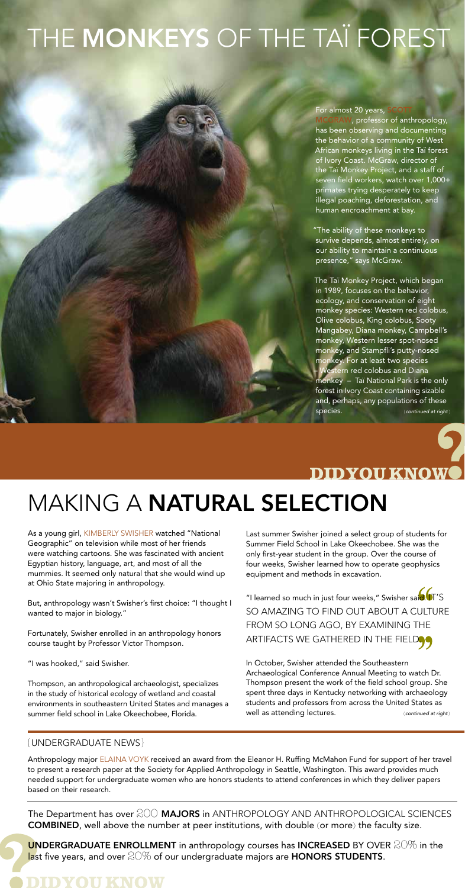# THE **MONKEYS** OF THE TAÏ FOREST

For almost 20 years, SCOTT MCGRAW, professor of anthropology, has been observing and documenting the behavior of a community of West African monkeys living in the Taï forest of Ivory Coast. McGraw, director of the Taï Monkey Project, and a staff of seven field workers, watch over 1,000+ primates trying desperately to keep illegal poaching, deforestation, and human encroachment at bay.

"The ability of these monkeys to survive depends, almost entirely, on our ability to maintain a continuous presence," says McGraw.

The Taï Monkey Project, which began in 1989, focuses on the behavior, ecology, and conservation of eight monkey species: Western red colobus, Olive colobus, King colobus, Sooty Mangabey, Diana monkey, Campbell's monkey, Western lesser spot-nosed monkey, and Stampfli's putty-nosed monkey. For at least two species – Western red colobus and Diana monkey – Taï National Park is the only forest in Ivory Coast containing sizable and, perhaps, any populations of these species. *(continued at right)*

**DIDYOUKNOW?**

# MAKING A **NATURAL SELECTION**

As a young girl, KIMBERLY SWISHER watched "National Geographic" on television while most of her friends were watching cartoons. She was fascinated with ancient Egyptian history, language, art, and most of all the mummies. It seemed only natural that she would wind up at Ohio State majoring in anthropology.

But, anthropology wasn't Swisher's first choice: "I thought I wanted to major in biology."

Fortunately, Swisher enrolled in an anthropology honors course taught by Professor Victor Thompson.

"I was hooked," said Swisher.

Thompson, an anthropological archaeologist, specializes in the study of historical ecology of wetland and coastal environments in southeastern United States and manages a summer field school in Lake Okeechobee, Florida.

Last summer Swisher joined a select group of students for Summer Field School in Lake Okeechobee. She was the only first-year student in the group. Over the course of four weeks, Swisher learned how to operate geophysics equipment and methods in excavation.

"I learned so much in just four weeks," Swisher said. "IT'S SO AMAZING TO FIND OUT ABOUT A CULTURE FROM SO LONG AGO, BY EXAMINING THE ARTIFACTS WE GATHERED IN THE FIELD."

In October, Swisher attended the Southeastern Archaeological Conference Annual Meeting to watch Dr. Thompson present the work of the field school group. She spent three days in Kentucky networking with archaeology students and professors from across the United States as well as attending lectures. *(continued at right)*

{UNDERGRADUATE NEWS}

Anthropology major ELAINA VOYK received an award from the Eleanor H. Ruffing McMahon Fund for support of her travel to present a research paper at the Society for Applied Anthropology in Seattle, Washington. This award provides much needed support for undergraduate women who are honors students to attend conferences in which they deliver papers based on their research.

The Department has over 200 **MAJORS** in ANTHROPOLOGY AND ANTHROPOLOGICAL SCIENCES **COMBINED**, well above the number at peer institutions, with double (or more) the faculty size.

**UNDERGRADUATE ENROLLMENT** in anthropology courses has **INCREASED** BY OVER 20% in the last five years, and over 20% of our undergraduate majors are **HONORS STUDENTS**.

**DIDYOUKNOW?**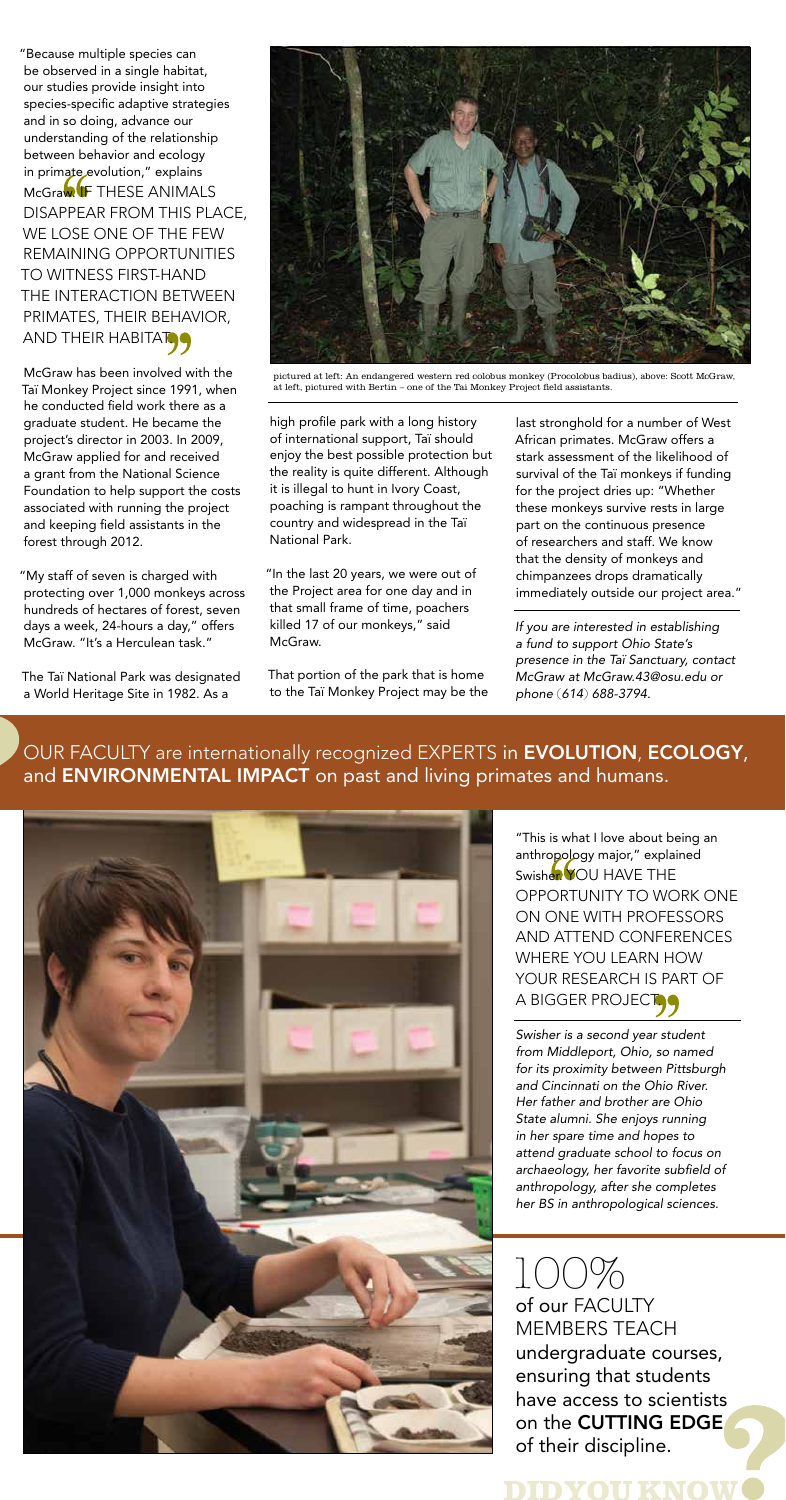"Because multiple species can be observed in a single habitat, our studies provide insight into species-specific adaptive strategies and in so doing, advance our understanding of the relationship between behavior and ecology in primate evolution," explains McGraw.

> "IF THESE ANIMALS DISAPPEAR FROM THIS PLACE, WE LOSE ONE OF THE FEW REMAINING OPPORTUNITIES TO WITNESS FIRST-HAND THE INTERACTION BETWEEN PRIMATES, THEIR BEHAVIOR, AND THEIR HABITAT."

McGraw has been involved with the Taï Monkey Project since 1991, when he conducted field work there as a graduate student. He became the project's director in 2003. In 2009, McGraw applied for and received a grant from the National Science Foundation to help support the costs associated with running the project and keeping field assistants in the forest through 2012.

"My staff of seven is charged with protecting over 1,000 monkeys across hundreds of hectares of forest, seven days a week, 24-hours a day," offers McGraw. "It's a Herculean task."

The Taï National Park was designated a World Heritage Site in 1982. As a high profile park with a long history of international support, Taï should enjoy the best possible protection but the reality is quite different. Although it is illegal to hunt in Ivory Coast, poaching is rampant throughout the country and widespread in the Taï National Park.

"In the last 20 years, we were out of the Project area for one day and in that small frame of time, poachers killed 17 of our monkeys," said McGraw.

That portion of the park that is home to the Taï Monkey Project may be the last stronghold for a number of West African primates. McGraw offers a stark assessment of the likelihood of survival of the Taï monkeys if funding for the project dries up: "Whether these monkeys survive rests in large part on the continuous presence of researchers and staff. We know that the density of monkeys and chimpanzees drops dramatically immediately outside our project area."

*If you are interested in establishing a fund to support Ohio State's presence in the Taï Sanctuary, contact McGraw at McGraw.43@osu.edu or phone (614) 688-3794.*

pictured at left: An endangered western red colobus monkey (Procolobus badius), above: Scott McGraw, at left, pictured with Bertin – one of the Tai Monkey Project field assistants.

## OUR FACULTY are internationally recognized EXPERTS in **EVOLUTION**, **ECOLOGY**, and **ENVIRONMENTAL IMPACT** on past and living primates and humans.

"This is what I love about being an anthropology major," explained Swisher.

> "YOU HAVE THE OPPORTUNITY TO WORK ONE ON ONE WITH PROFESSORS AND ATTEND CONFERENCES WHERE YOU LEARN HOW YOUR RESEARCH IS PART OF A BIGGER PROJECT."

*Swisher is a second year student from Middleport, Ohio, so named for its proximity between Pittsburgh and Cincinnati on the Ohio River. Her father and brother are Ohio State alumni. She enjoys running in her spare time and hopes to attend graduate school to focus on archaeology, her favorite subfield of anthropology, after she completes her BS in anthropological sciences.*

100% of our FACULTY MEMBERS TEACH undergraduate courses, ensuring that students have access to scientists on the **CUTTING EDGE** of their discipline.

**DID YOU KNOW?**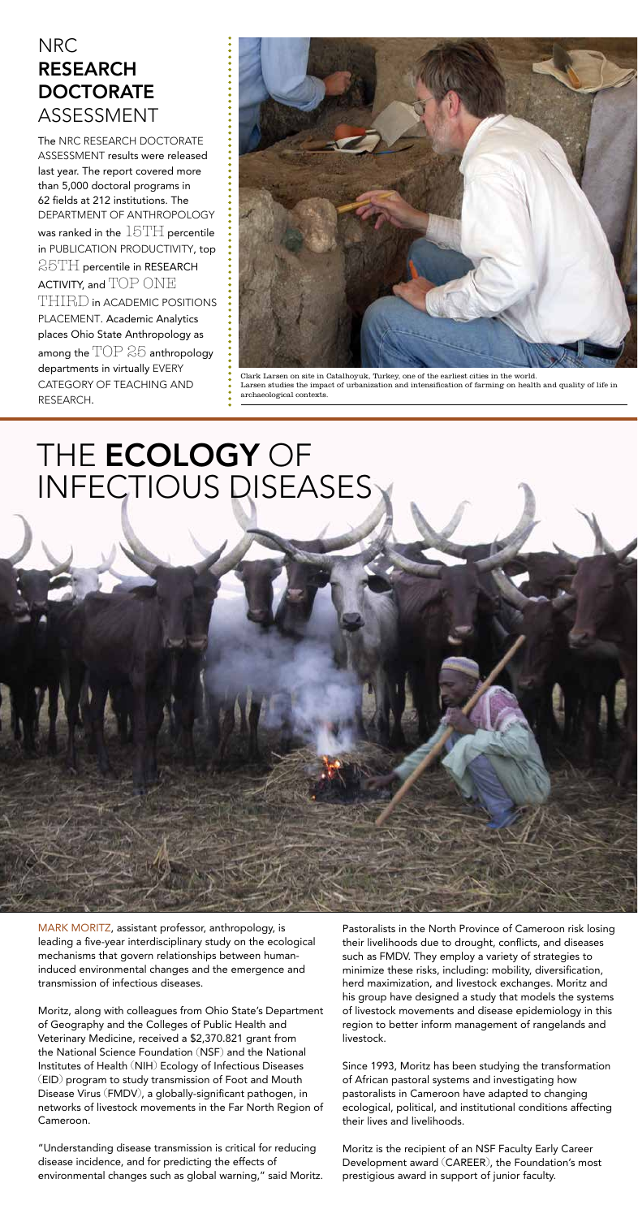## NRC **RESEARCH DOCTORATE** ASSESSMENT

The NRC RESEARCH DOCTORATE ASSESSMENT results were released last year. The report covered more than 5,000 doctoral programs in 62 fields at 212 institutions. The DEPARTMENT OF ANTHROPOLOGY was ranked in the 15TH percentile in PUBLICATION PRODUCTIVITY, top 25TH percentile in RESEARCH ACTIVITY, and TOP ONE THIRD in ACADEMIC POSITIONS PLACEMENT. Academic Analytics places Ohio State Anthropology as among the TOP 25 anthropology departments in virtually EVERY CATEGORY OF TEACHING AND RESEARCH.

Clark Larsen on site in Catalhoyuk, Turkey, one of the earliest cities in the world. Larsen studies the impact of urbanization and intensification of farming on health and quality of life in archaeological contexts.

# THE **ECOLOGY** OF INFECTIOUS DISEASES

MARK MORITZ, assistant professor, anthropology, is leading a five-year interdisciplinary study on the ecological mechanisms that govern relationships between human-induced environmental changes and the emergence and transmission of infectious diseases.

Moritz, along with colleagues from Ohio State's Department of Geography and the Colleges of Public Health and Veterinary Medicine, received a $2,370.821 grant from the National Science Foundation (NSF) and the National Institutes of Health (NIH) Ecology of Infectious Diseases (EID) program to study transmission of Foot and Mouth Disease Virus (FMDV), a globally-significant pathogen, in networks of livestock movements in the Far North Region of Cameroon.

"Understanding disease transmission is critical for reducing disease incidence, and for predicting the effects of environmental changes such as global warning," said Moritz.

Pastoralists in the North Province of Cameroon risk losing their livelihoods due to drought, conflicts, and diseases such as FMDV. They employ a variety of strategies to minimize these risks, including: mobility, diversification, herd maximization, and livestock exchanges. Moritz and his group have designed a study that models the systems of livestock movements and disease epidemiology in this region to better inform management of rangelands and livestock.

Since 1993, Moritz has been studying the transformation of African pastoral systems and investigating how pastoralists in Cameroon have adapted to changing ecological, political, and institutional conditions affecting their lives and livelihoods.

Moritz is the recipient of an NSF Faculty Early Career Development award (CAREER), the Foundation's most prestigious award in support of junior faculty.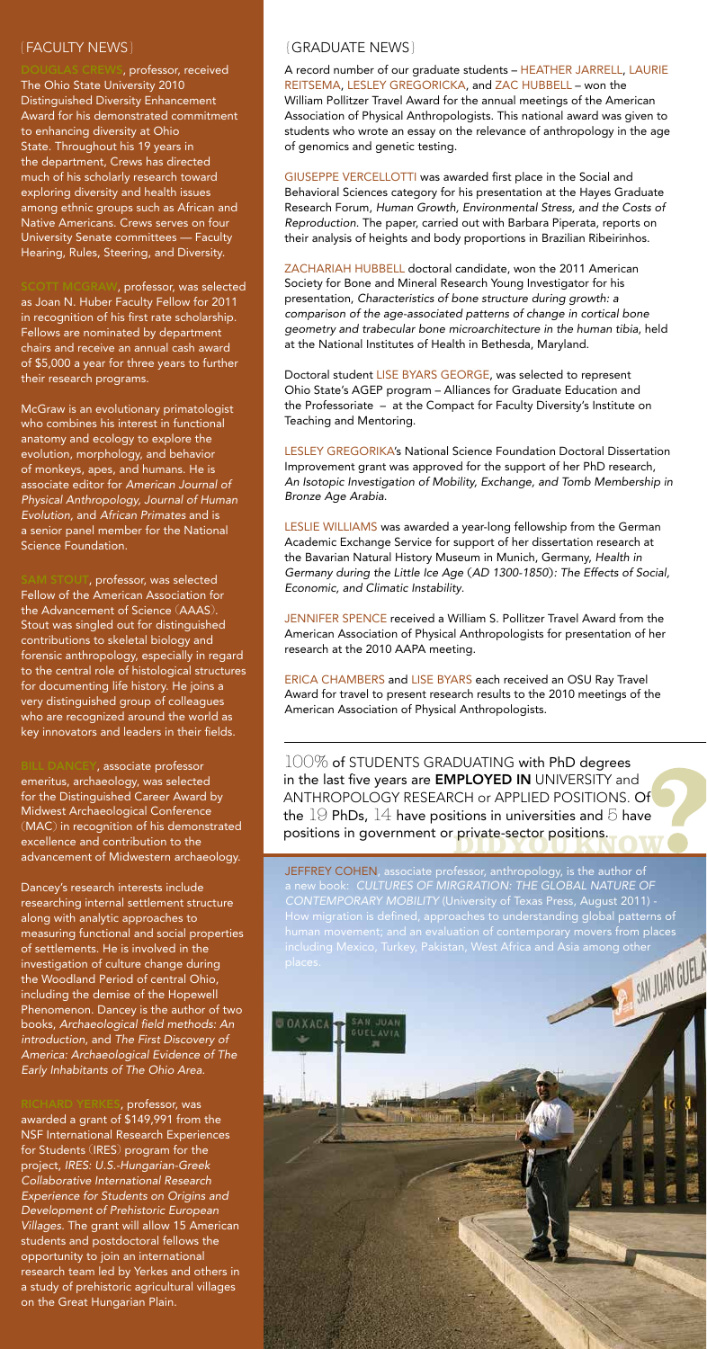## {FACULTY NEWS}

**DOUGLAS CREWS**, professor, received The Ohio State University 2010 Distinguished Diversity Enhancement Award for his demonstrated commitment to enhancing diversity at Ohio State. Throughout his 19 years in the department, Crews has directed much of his scholarly research toward exploring diversity and health issues among ethnic groups such as African and Native Americans. Crews serves on four University Senate committees — Faculty Hearing, Rules, Steering, and Diversity.

**SCOTT MCGRAW**, professor, was selected as Joan N. Huber Faculty Fellow for 2011 in recognition of his first rate scholarship. Fellows are nominated by department chairs and receive an annual cash award of $5,000 a year for three years to further their research programs.

McGraw is an evolutionary primatologist who combines his interest in functional anatomy and ecology to explore the evolution, morphology, and behavior of monkeys, apes, and humans. He is associate editor for *American Journal of Physical Anthropology, Journal of Human Evolution*, and *African Primates* and is a senior panel member for the National Science Foundation.

**SAM STOUT**, professor, was selected Fellow of the American Association for the Advancement of Science (AAAS). Stout was singled out for distinguished contributions to skeletal biology and forensic anthropology, especially in regard to the central role of histological structures for documenting life history. He joins a very distinguished group of colleagues who are recognized around the world as key innovators and leaders in their fields.

**BILL DANCEY**, associate professor emeritus, archaeology, was selected for the Distinguished Career Award by Midwest Archaeological Conference (MAC) in recognition of his demonstrated excellence and contribution to the advancement of Midwestern archaeology.

Dancey's research interests include researching internal settlement structure along with analytic approaches to measuring functional and social properties of settlements. He is involved in the investigation of culture change during the Woodland Period of central Ohio, including the demise of the Hopewell Phenomenon. Dancey is the author of two books, *Archaeological field methods: An introduction*, and *The First Discovery of America: Archaeological Evidence of The Early Inhabitants of The Ohio Area.*

**RICHARD YERKES**, professor, was awarded a grant of $149,991 from the NSF International Research Experiences for Students (IRES) program for the project, *IRES: U.S.-Hungarian-Greek Collaborative International Research Experience for Students on Origins and Development of Prehistoric European Villages.* The grant will allow 15 American students and postdoctoral fellows the opportunity to join an international research team led by Yerkes and others in a study of prehistoric agricultural villages on the Great Hungarian Plain.

## {GRADUATE NEWS}

A record number of our graduate students – HEATHER JARRELL, LAURIE REITSEMA, LESLEY GREGORICKA, and ZAC HUBBELL – won the William Pollitzer Travel Award for the annual meetings of the American Association of Physical Anthropologists. This national award was given to students who wrote an essay on the relevance of anthropology in the age of genomics and genetic testing.

GIUSEPPE VERCELLOTTI was awarded first place in the Social and Behavioral Sciences category for his presentation at the Hayes Graduate Research Forum, *Human Growth, Environmental Stress, and the Costs of Reproduction.* The paper, carried out with Barbara Piperata, reports on their analysis of heights and body proportions in Brazilian Ribeirinhos.

ZACHARIAH HUBBELL doctoral candidate, won the 2011 American Society for Bone and Mineral Research Young Investigator for his presentation, *Characteristics of bone structure during growth: a comparison of the age-associated patterns of change in cortical bone geometry and trabecular bone microarchitecture in the human tibia*, held at the National Institutes of Health in Bethesda, Maryland.

Doctoral student LISE BYARS GEORGE, was selected to represent Ohio State's AGEP program – Alliances for Graduate Education and the Professoriate – at the Compact for Faculty Diversity's Institute on Teaching and Mentoring.

LESLEY GREGORIKA's National Science Foundation Doctoral Dissertation Improvement grant was approved for the support of her PhD research, *An Isotopic Investigation of Mobility, Exchange, and Tomb Membership in Bronze Age Arabia.*

LESLIE WILLIAMS was awarded a year-long fellowship from the German Academic Exchange Service for support of her dissertation research at the Bavarian Natural History Museum in Munich, Germany, *Health in Germany during the Little Ice Age (AD 1300-1850): The Effects of Social, Economic, and Climatic Instability.*

JENNIFER SPENCE received a William S. Pollitzer Travel Award from the American Association of Physical Anthropologists for presentation of her research at the 2010 AAPA meeting.

ERICA CHAMBERS and LISE BYARS each received an OSU Ray Travel Award for travel to present research results to the 2010 meetings of the American Association of Physical Anthropologists.

**DID YOU KNOW?**

100% of STUDENTS GRADUATING with PhD degrees in the last five years are **EMPLOYED IN** UNIVERSITY and ANTHROPOLOGY RESEARCH or APPLIED POSITIONS. Of the 19 PhDs, 14 have positions in universities and 5 have positions in government or private-sector positions.

JEFFREY COHEN, associate professor, anthropology, is the author of a new book: *CULTURES OF MIRGRATION: THE GLOBAL NATURE OF CONTEMPORARY MOBILITY* (University of Texas Press, August 2011) - How migration is defined, approaches to understanding global patterns of human movement; and an evaluation of contemporary movers from places including Mexico, Turkey, Pakistan, West Africa and Asia among other places.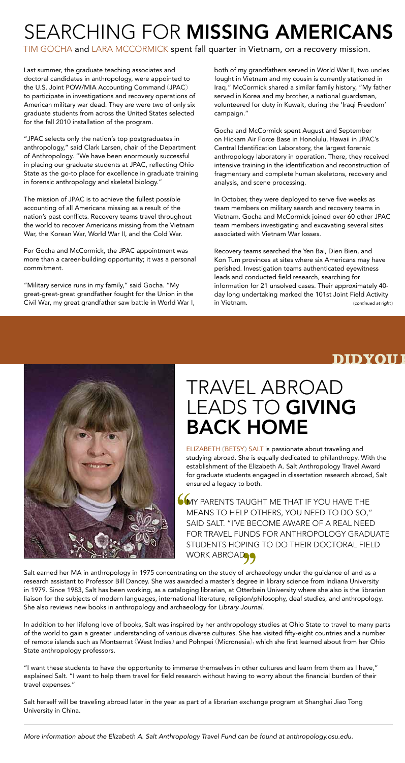# SEARCHING FOR **MISSING AMERICANS**

TIM GOCHA and LARA MCCORMICK spent fall quarter in Vietnam, on a recovery mission.

Last summer, the graduate teaching associates and doctoral candidates in anthropology, were appointed to the U.S. Joint POW/MIA Accounting Command (JPAC) to participate in investigations and recovery operations of American military war dead. They are were two of only six graduate students from across the United States selected for the fall 2010 installation of the program.

"JPAC selects only the nation's top postgraduates in anthropology," said Clark Larsen, chair of the Department of Anthropology. "We have been enormously successful in placing our graduate students at JPAC, reflecting Ohio State as the go-to place for excellence in graduate training in forensic anthropology and skeletal biology."

The mission of JPAC is to achieve the fullest possible accounting of all Americans missing as a result of the nation's past conflicts. Recovery teams travel throughout the world to recover Americans missing from the Vietnam War, the Korean War, World War II, and the Cold War.

For Gocha and McCormick, the JPAC appointment was more than a career-building opportunity; it was a personal commitment.

"Military service runs in my family," said Gocha. "My great-great-great grandfather fought for the Union in the Civil War, my great grandfather saw battle in World War I, both of my grandfathers served in World War II, two uncles fought in Vietnam and my cousin is currently stationed in Iraq." McCormick shared a similar family history, "My father served in Korea and my brother, a national guardsman, volunteered for duty in Kuwait, during the 'Iraqi Freedom' campaign."

Gocha and McCormick spent August and September on Hickam Air Force Base in Honolulu, Hawaii in JPAC's Central Identification Laboratory, the largest forensic anthropology laboratory in operation. There, they received intensive training in the identification and reconstruction of fragmentary and complete human skeletons, recovery and analysis, and scene processing.

In October, they were deployed to serve five weeks as team members on military search and recovery teams in Vietnam. Gocha and McCormick joined over 60 other JPAC team members investigating and excavating several sites associated with Vietnam War losses.

Recovery teams searched the Yen Bai, Dien Bien, and Kon Tum provinces at sites where six Americans may have perished. Investigation teams authenticated eyewitness leads and conducted field research, searching for information for 21 unsolved cases. Their approximately 40-day long undertaking marked the 101st Joint Field Activity in Vietnam. *(continued at right)*

# TRAVEL ABROAD LEADS TO **GIVING BACK HOME**

ELIZABETH (BETSY) SALT is passionate about traveling and studying abroad. She is equally dedicated to philanthropy. With the establishment of the Elizabeth A. Salt Anthropology Travel Award for graduate students engaged in dissertation research abroad, Salt ensured a legacy to both.

"MY PARENTS TAUGHT ME THAT IF YOU HAVE THE MEANS TO HELP OTHERS, YOU NEED TO DO SO," SAID SALT. "I'VE BECOME AWARE OF A REAL NEED FOR TRAVEL FUNDS FOR ANTHROPOLOGY GRADUATE STUDENTS HOPING TO DO THEIR DOCTORAL FIELD WORK ABROAD."

Salt earned her MA in anthropology in 1975 concentrating on the study of archaeology under the guidance of and as a research assistant to Professor Bill Dancey. She was awarded a master's degree in library science from Indiana University in 1979. Since 1983, Salt has been working, as a cataloging librarian, at Otterbein University where she also is the librarian liaison for the subjects of modern languages, international literature, religion/philosophy, deaf studies, and anthropology. She also reviews new books in anthropology and archaeology for *Library Journal*.

In addition to her lifelong love of books, Salt was inspired by her anthropology studies at Ohio State to travel to many parts of the world to gain a greater understanding of various diverse cultures. She has visited fifty-eight countries and a number of remote islands such as Montserrat (West Indies) and Pohnpei (Micronesia), which she first learned about from her Ohio State anthropology professors.

"I want these students to have the opportunity to immerse themselves in other cultures and learn from them as I have," explained Salt. "I want to help them travel for field research without having to worry about the financial burden of their travel expenses."

Salt herself will be traveling abroad later in the year as part of a librarian exchange program at Shanghai Jiao Tong University in China.

*More information about the Elizabeth A. Salt Anthropology Travel Fund can be found at anthropology.osu.edu.*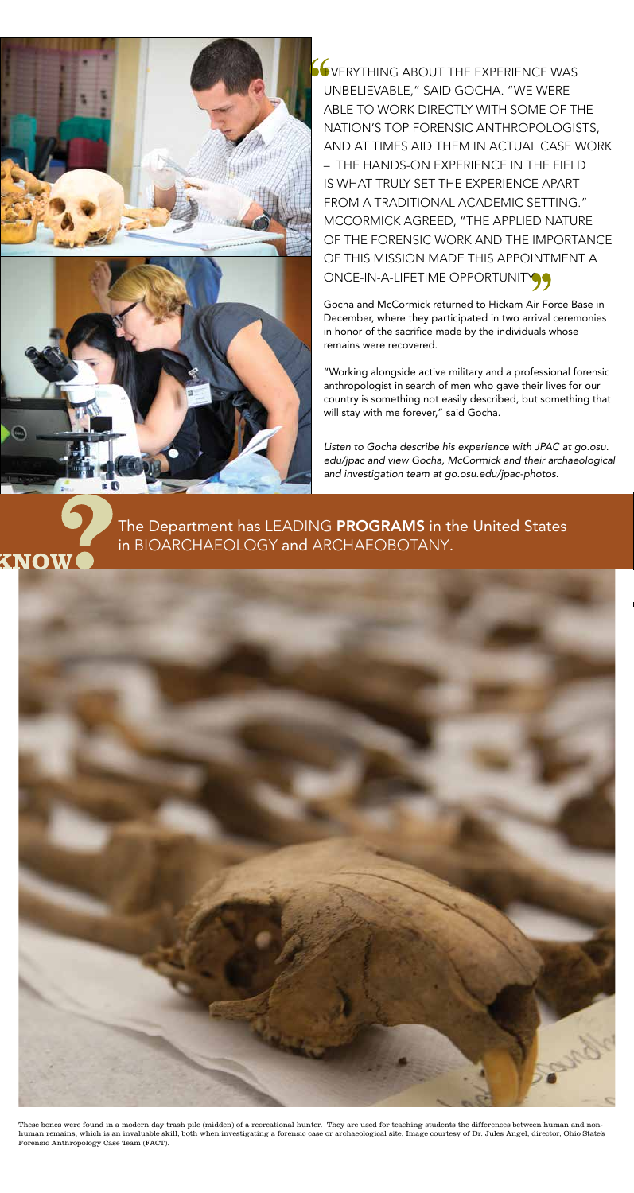"EVERYTHING ABOUT THE EXPERIENCE WAS UNBELIEVABLE," SAID GOCHA. "WE WERE ABLE TO WORK DIRECTLY WITH SOME OF THE NATION'S TOP FORENSIC ANTHROPOLOGISTS, AND AT TIMES AID THEM IN ACTUAL CASE WORK – THE HANDS-ON EXPERIENCE IN THE FIELD IS WHAT TRULY SET THE EXPERIENCE APART FROM A TRADITIONAL ACADEMIC SETTING." MCCORMICK AGREED, "THE APPLIED NATURE OF THE FORENSIC WORK AND THE IMPORTANCE OF THIS MISSION MADE THIS APPOINTMENT A ONCE-IN-A-LIFETIME OPPORTUNITY."

Gocha and McCormick returned to Hickam Air Force Base in December, where they participated in two arrival ceremonies in honor of the sacrifice made by the individuals whose remains were recovered.

"Working alongside active military and a professional forensic anthropologist in search of men who gave their lives for our country is something not easily described, but something that will stay with me forever," said Gocha.

*Listen to Gocha describe his experience with JPAC at go.osu.edu/jpac and view Gocha, McCormick and their archaeological and investigation team at go.osu.edu/jpac-photos.*

**KNOW?**

The Department has LEADING **PROGRAMS** in the United States in BIOARCHAEOLOGY and ARCHAEOBOTANY.

These bones were found in a modern day trash pile (midden) of a recreational hunter. They are used for teaching students the differences between human and non-human remains, which is an invaluable skill, both when investigating a forensic case or archaeological site. Image courtesy of Dr. Jules Angel, director, Ohio State's Forensic Anthropology Case Team (FACT).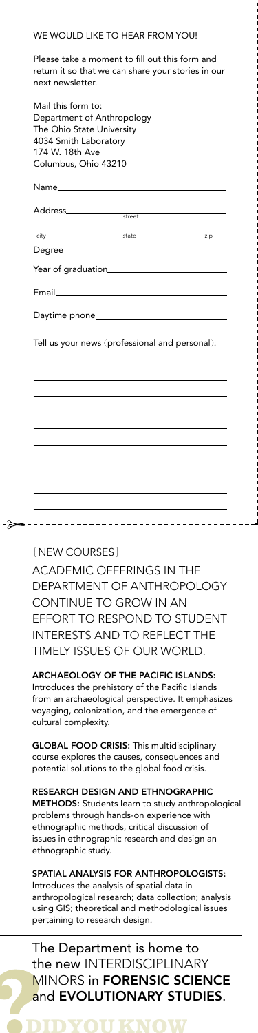WE WOULD LIKE TO HEAR FROM YOU!

Please take a moment to fill out this form and return it so that we can share your stories in our next newsletter.

Mail this form to:
Department of Anthropology
The Ohio State University
4034 Smith Laboratory
174 W. 18th Ave
Columbus, Ohio 43210

Name________________________________

Address______________________________
street

_____________________________________
city state zip

Degree_______________________________

Year of graduation____________________

Email________________________________

Daytime phone_______________________

Tell us your news (professional and personal):

_____________________________________

_____________________________________

_____________________________________

_____________________________________

_____________________________________

_____________________________________

_____________________________________

_____________________________________

_____________________________________

_____________________________________

{NEW COURSES}

## ACADEMIC OFFERINGS IN THE DEPARTMENT OF ANTHROPOLOGY CONTINUE TO GROW IN AN EFFORT TO RESPOND TO STUDENT INTERESTS AND TO REFLECT THE TIMELY ISSUES OF OUR WORLD.

**ARCHAEOLOGY OF THE PACIFIC ISLANDS:** Introduces the prehistory of the Pacific Islands from an archaeological perspective. It emphasizes voyaging, colonization, and the emergence of cultural complexity.

**GLOBAL FOOD CRISIS:** This multidisciplinary course explores the causes, consequences and potential solutions to the global food crisis.

**RESEARCH DESIGN AND ETHNOGRAPHIC METHODS:** Students learn to study anthropological problems through hands-on experience with ethnographic methods, critical discussion of issues in ethnographic research and design an ethnographic study.

**SPATIAL ANALYSIS FOR ANTHROPOLOGISTS:** Introduces the analysis of spatial data in anthropological research; data collection; analysis using GIS; theoretical and methodological issues pertaining to research design.

The Department is home to the new INTERDISCIPLINARY MINORS in **FORENSIC SCIENCE** and **EVOLUTIONARY STUDIES**.

**DID YOU KNOW**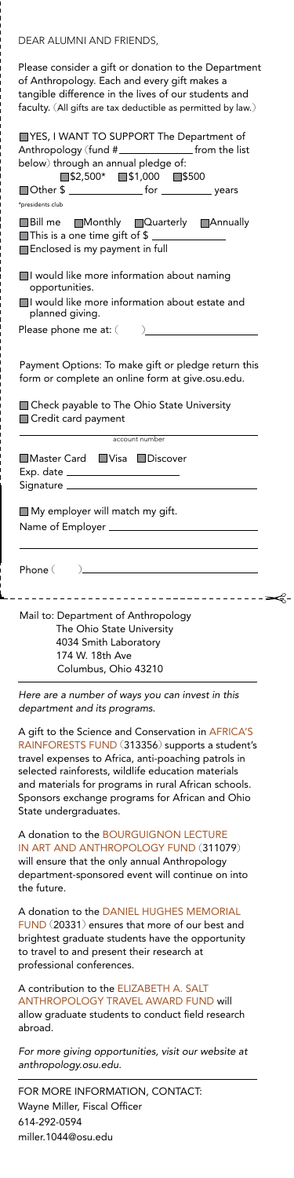DEAR ALUMNI AND FRIENDS,

Please consider a gift or donation to the Department of Anthropology. Each and every gift makes a tangible difference in the lives of our students and faculty. (All gifts are tax deductible as permitted by law.)

☐ YES, I WANT TO SUPPORT The Department of Anthropology (fund #\_\_\_\_\_\_\_\_\_\_\_\_\_ from the list below) through an annual pledge of:

☐ $2,500* ☐ $1,000 ☐ $500

☐ Other $ \_\_\_\_\_\_\_\_\_\_\_\_\_ for \_\_\_\_\_\_\_\_\_ years

*presidents club

☐ Bill me ☐ Monthly ☐ Quarterly ☐ Annually

☐ This is a one time gift of $ \_\_\_\_\_\_\_\_\_\_\_\_\_

☐ Enclosed is my payment in full

☐ I would like more information about naming opportunities.

☐ I would like more information about estate and planned giving.

Please phone me at: ( ) \_\_\_\_\_\_\_\_\_\_\_\_\_\_\_\_\_\_

Payment Options: To make gift or pledge return this form or complete an online form at give.osu.edu.

☐ Check payable to The Ohio State University

☐ Credit card payment

\_\_\_\_\_\_\_\_\_\_\_\_\_\_\_\_\_\_\_\_\_\_\_\_\_\_\_\_\_\_
account number

☐ Master Card ☐ Visa ☐ Discover

Exp. date \_\_\_\_\_\_\_\_\_\_\_\_\_\_\_\_\_\_\_\_

Signature \_\_\_\_\_\_\_\_\_\_\_\_\_\_\_\_\_\_\_\_\_\_\_\_\_\_\_\_\_\_

☐ My employer will match my gift.

Name of Employer \_\_\_\_\_\_\_\_\_\_\_\_\_\_\_\_\_\_\_\_\_\_\_\_

Phone ( ) \_\_\_\_\_\_\_\_\_\_\_\_\_\_\_\_\_\_\_\_\_\_\_\_\_\_\_\_

Mail to: Department of Anthropology
The Ohio State University
4034 Smith Laboratory
174 W. 18th Ave
Columbus, Ohio 43210

*Here are a number of ways you can invest in this department and its programs.*

A gift to the Science and Conservation in AFRICA'S RAINFORESTS FUND (313356) supports a student's travel expenses to Africa, anti-poaching patrols in selected rainforests, wildlife education materials and materials for programs in rural African schools. Sponsors exchange programs for African and Ohio State undergraduates.

A donation to the BOURGUIGNON LECTURE IN ART AND ANTHROPOLOGY FUND (311079) will ensure that the only annual Anthropology department-sponsored event will continue on into the future.

A donation to the DANIEL HUGHES MEMORIAL FUND (20331) ensures that more of our best and brightest graduate students have the opportunity to travel to and present their research at professional conferences.

A contribution to the ELIZABETH A. SALT ANTHROPOLOGY TRAVEL AWARD FUND will allow graduate students to conduct field research abroad.

*For more giving opportunities, visit our website at anthropology.osu.edu.*

FOR MORE INFORMATION, CONTACT:
Wayne Miller, Fiscal Officer
614-292-0594
miller.1044@osu.edu